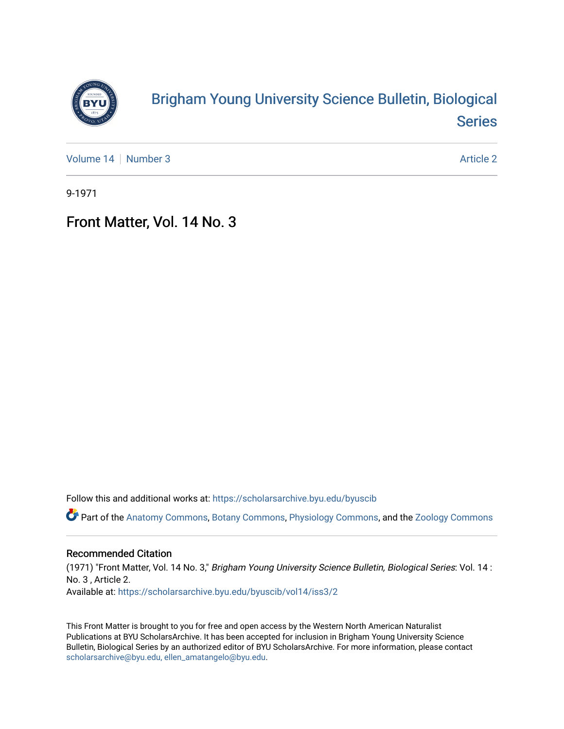Brigham Young University Science Bulletin, Biological Series

Volume 14 | Number 3 — Article 2

9-1971

# Front Matter, Vol. 14 No. 3

Follow this and additional works at: https://scholarsarchive.byu.edu/byuscib

Part of the Anatomy Commons, Botany Commons, Physiology Commons, and the Zoology Commons

## Recommended Citation

(1971) "Front Matter, Vol. 14 No. 3," *Brigham Young University Science Bulletin, Biological Series*: Vol. 14 : No. 3 , Article 2.
Available at: https://scholarsarchive.byu.edu/byuscib/vol14/iss3/2

This Front Matter is brought to you for free and open access by the Western North American Naturalist Publications at BYU ScholarsArchive. It has been accepted for inclusion in Brigham Young University Science Bulletin, Biological Series by an authorized editor of BYU ScholarsArchive. For more information, please contact scholarsarchive@byu.edu, ellen_amatangelo@byu.edu.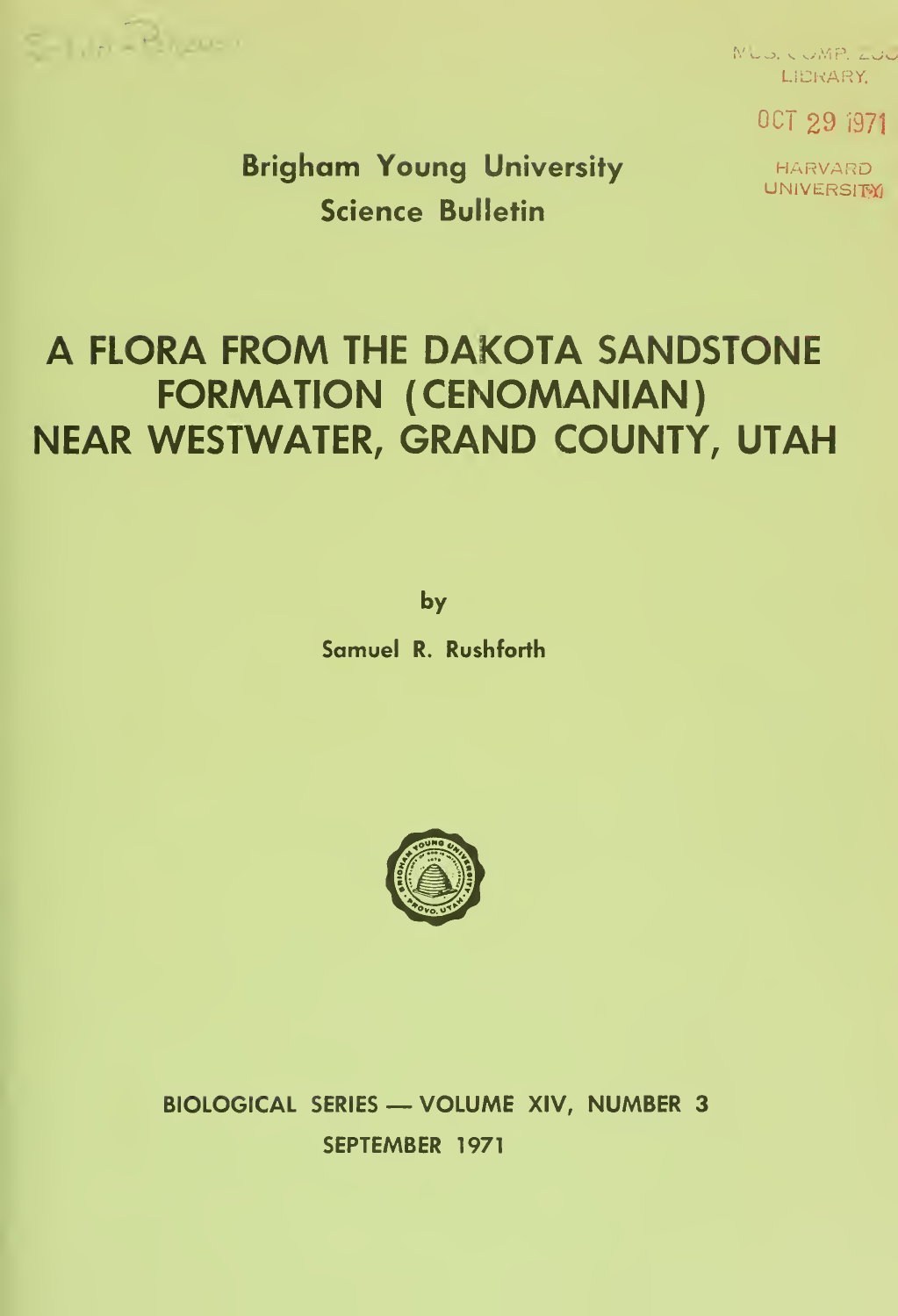Brigham Young University
Science Bulletin

# A FLORA FROM THE DAKOTA SANDSTONE FORMATION (CENOMANIAN) NEAR WESTWATER, GRAND COUNTY, UTAH

by

Samuel R. Rushforth

BIOLOGICAL SERIES — VOLUME XIV, NUMBER 3

SEPTEMBER 1971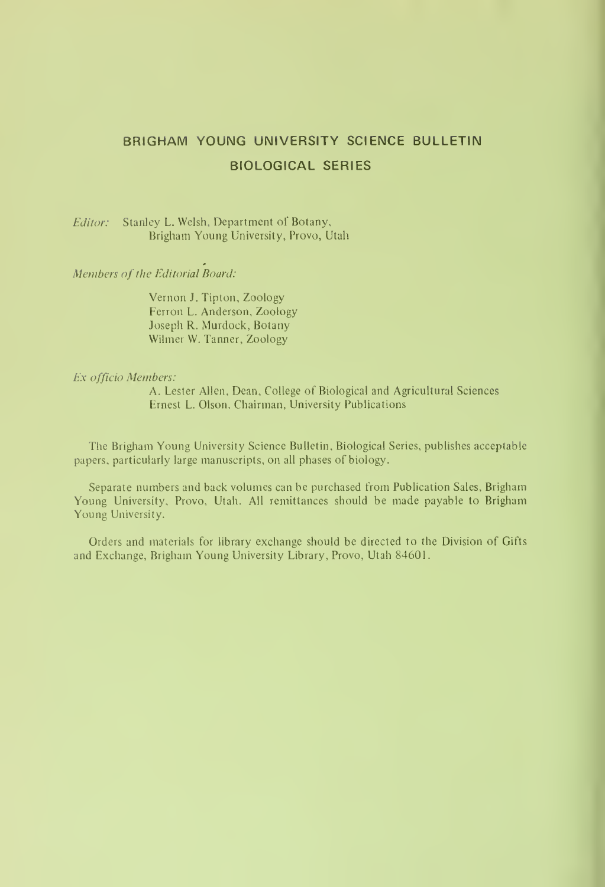# BRIGHAM YOUNG UNIVERSITY SCIENCE BULLETIN

## BIOLOGICAL SERIES

*Editor:* Stanley L. Welsh, Department of Botany, Brigham Young University, Provo, Utah

*Members of the Editorial Board:*

Vernon J. Tipton, Zoology
Ferron L. Anderson, Zoology
Joseph R. Murdock, Botany
Wilmer W. Tanner, Zoology

*Ex officio Members:*

A. Lester Allen, Dean, College of Biological and Agricultural Sciences
Ernest L. Olson, Chairman, University Publications

The Brigham Young University Science Bulletin, Biological Series, publishes acceptable papers, particularly large manuscripts, on all phases of biology.

Separate numbers and back volumes can be purchased from Publication Sales, Brigham Young University, Provo, Utah. All remittances should be made payable to Brigham Young University.

Orders and materials for library exchange should be directed to the Division of Gifts and Exchange, Brigham Young University Library, Provo, Utah 84601.